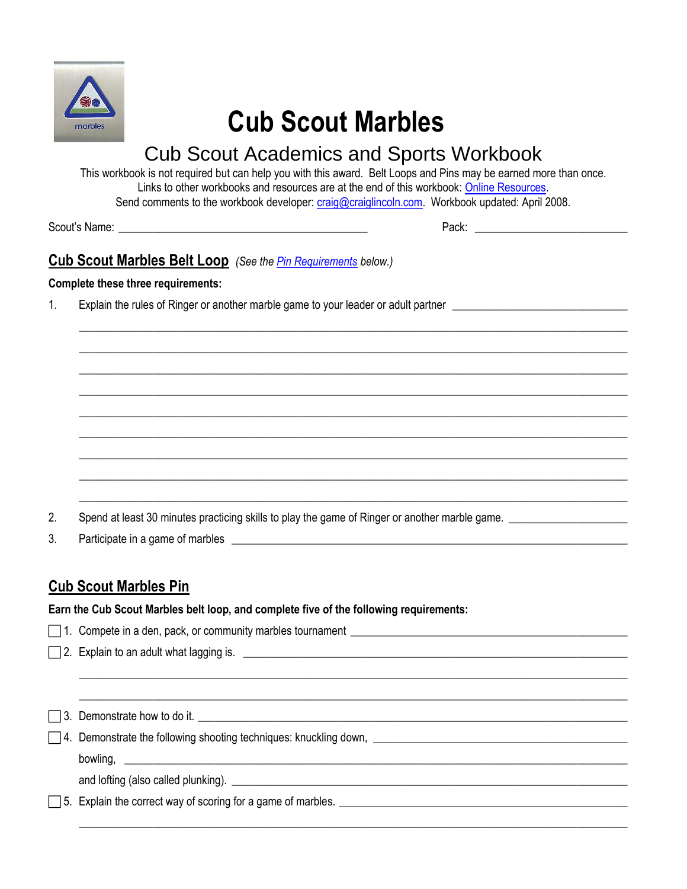# Cub Scout Marbles

## Cub Scout Academics and Sports Workbook

This workbook is not required but can help you with this award. Belt Loops and Pins may be earned more than once.
Links to other workbooks and resources are at the end of this workbook: Online Resources.
Send comments to the workbook developer: craig@craiglincoln.com. Workbook updated: April 2008.

Scout's Name: ________________________________________ Pack: ________________________

## Cub Scout Marbles Belt Loop *(See the Pin Requirements below.)*

**Complete these three requirements:**

1. Explain the rules of Ringer or another marble game to your leader or adult partner ____________________________

   ______________________________________________________________________________

   ______________________________________________________________________________

   ______________________________________________________________________________

   ______________________________________________________________________________

   ______________________________________________________________________________

   ______________________________________________________________________________

   ______________________________________________________________________________

   ______________________________________________________________________________

   ______________________________________________________________________________

2. Spend at least 30 minutes practicing skills to play the game of Ringer or another marble game. ____________________

3. Participate in a game of marbles ____________________________________________________________

## Cub Scout Marbles Pin

**Earn the Cub Scout Marbles belt loop, and complete five of the following requirements:**

- [ ] 1. Compete in a den, pack, or community marbles tournament ______________________________________________
- [ ] 2. Explain to an adult what lagging is. ____________________________________________________________

   ______________________________________________________________________________

   ______________________________________________________________________________

- [ ] 3. Demonstrate how to do it. ____________________________________________________________
- [ ] 4. Demonstrate the following shooting techniques: knuckling down, ________________________________________

   bowling, ____________________________________________________________________

   and lofting (also called plunking). ______________________________________________________

- [ ] 5. Explain the correct way of scoring for a game of marbles. ________________________________________

   ______________________________________________________________________________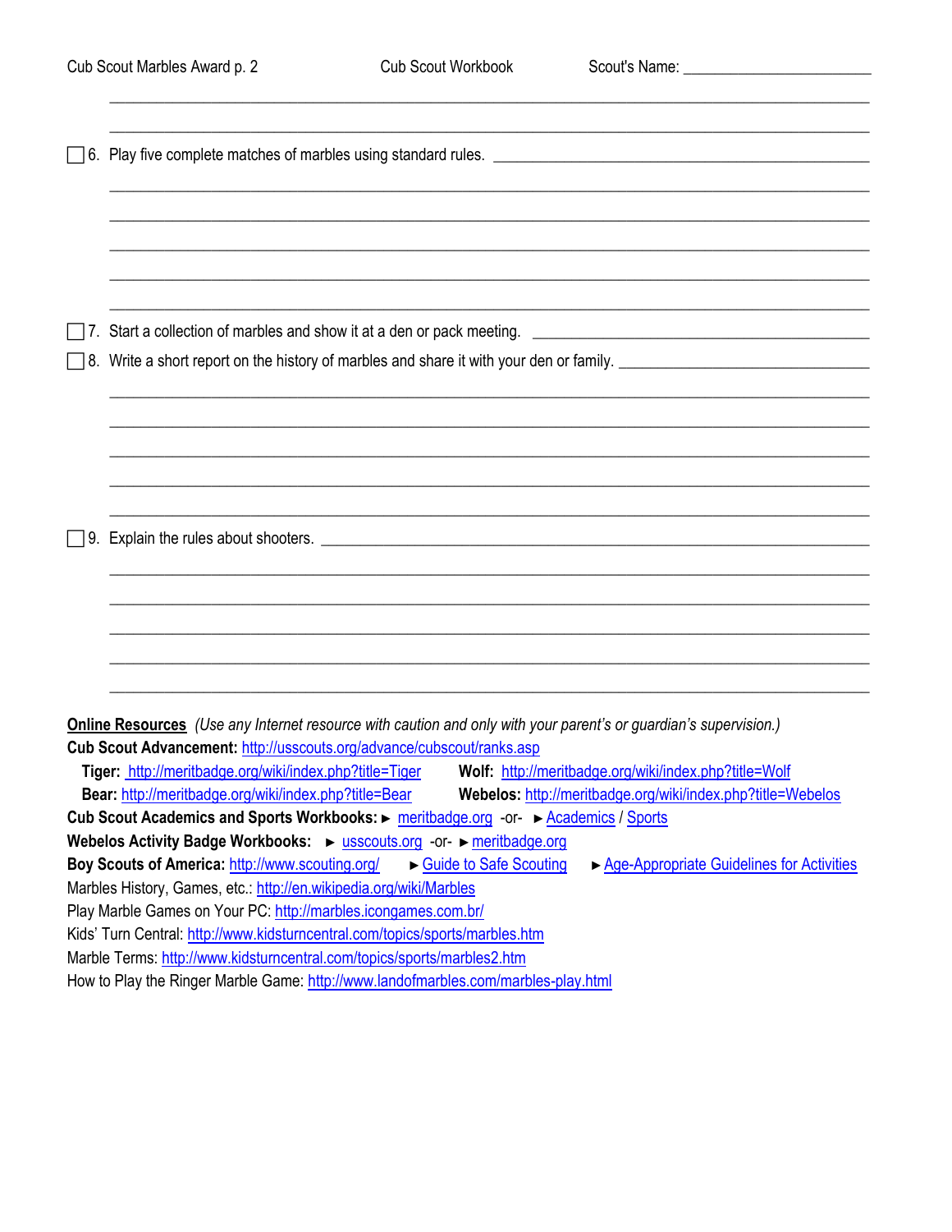☐ 6. Play five complete matches of marbles using standard rules. ______________________________________

______________________________________________________________________________

______________________________________________________________________________

______________________________________________________________________________

______________________________________________________________________________

______________________________________________________________________________

☐ 7. Start a collection of marbles and show it at a den or pack meeting. ______________________________

☐ 8. Write a short report on the history of marbles and share it with your den or family. ________________

______________________________________________________________________________

______________________________________________________________________________

______________________________________________________________________________

______________________________________________________________________________

______________________________________________________________________________

☐ 9. Explain the rules about shooters. ____________________________________________________________

______________________________________________________________________________

______________________________________________________________________________

______________________________________________________________________________

______________________________________________________________________________

______________________________________________________________________________

**Online Resources** *(Use any Internet resource with caution and only with your parent's or guardian's supervision.)*

**Cub Scout Advancement:** http://usscouts.org/advance/cubscout/ranks.asp

**Tiger:** http://meritbadge.org/wiki/index.php?title=Tiger **Wolf:** http://meritbadge.org/wiki/index.php?title=Wolf

**Bear:** http://meritbadge.org/wiki/index.php?title=Bear **Webelos:** http://meritbadge.org/wiki/index.php?title=Webelos

**Cub Scout Academics and Sports Workbooks:** ► meritbadge.org -or- ► Academics / Sports

**Webelos Activity Badge Workbooks:** ► usscouts.org -or- ► meritbadge.org

**Boy Scouts of America:** http://www.scouting.org/ ► Guide to Safe Scouting ► Age-Appropriate Guidelines for Activities

Marbles History, Games, etc.: http://en.wikipedia.org/wiki/Marbles

Play Marble Games on Your PC: http://marbles.icongames.com.br/

Kids' Turn Central: http://www.kidsturncentral.com/topics/sports/marbles.htm

Marble Terms: http://www.kidsturncentral.com/topics/sports/marbles2.htm

How to Play the Ringer Marble Game: http://www.landofmarbles.com/marbles-play.html